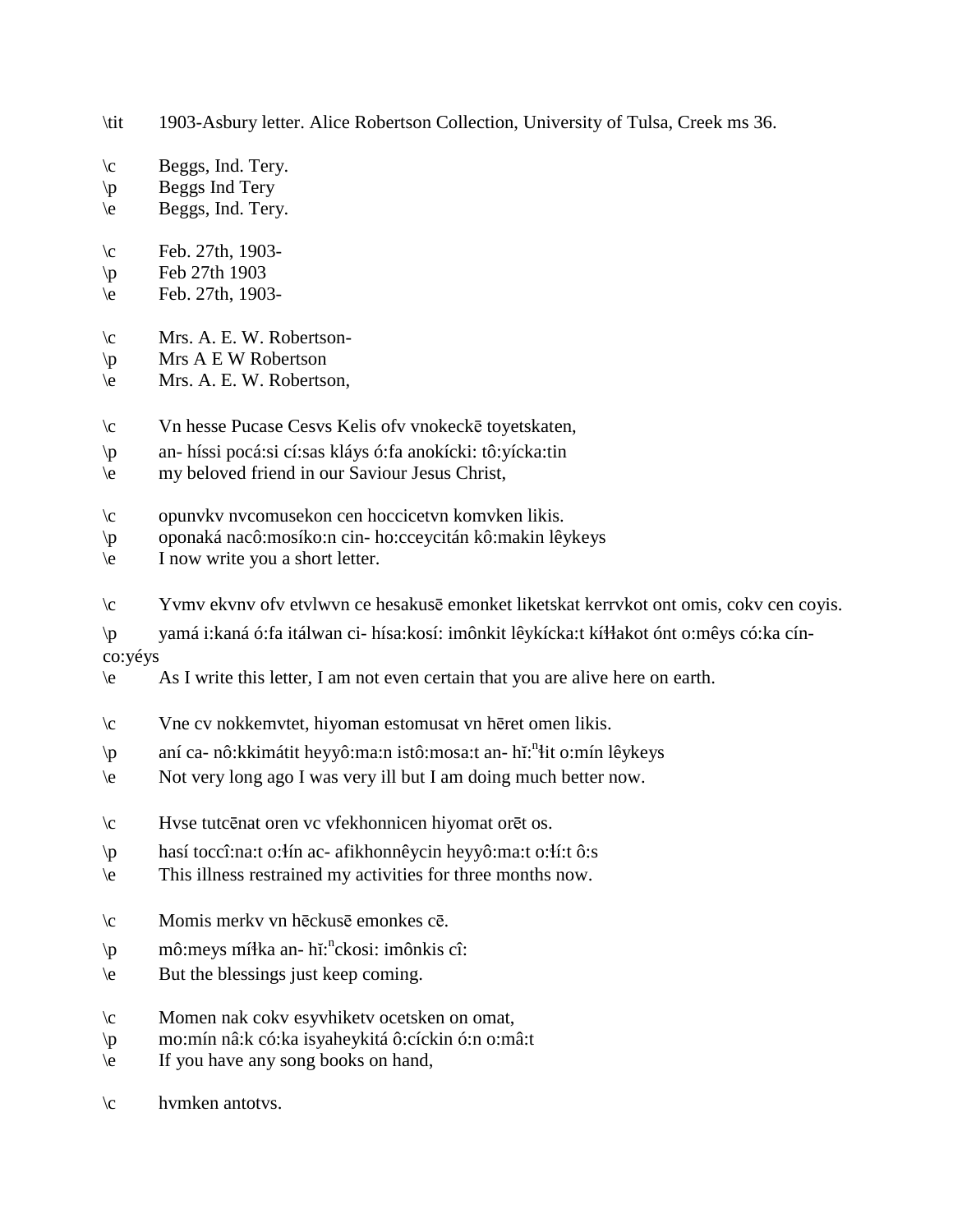\tit 1903-Asbury letter. Alice Robertson Collection, University of Tulsa, Creek ms 36.

\c Beggs, Ind. Tery.
\p Beggs Ind Tery
\e Beggs, Ind. Tery.

\c Feb. 27th, 1903-
\p Feb 27th 1903
\e Feb. 27th, 1903-

\c Mrs. A. E. W. Robertson-
\p Mrs A E W Robertson
\e Mrs. A. E. W. Robertson,

\c Vn hesse Pucase Cesvs Kelis ofv vnokeckē toyetskaten,
\p an- híssi pocá:si cí:sas kláys ó:fa anokícki: tô:yícka:tin
\e my beloved friend in our Saviour Jesus Christ,

\c opunvkv nvcomusekon cen hoccicetvn komvken likis.
\p oponaká nacô:mosíko:n cin- ho:cceycitán kô:makin lêykeys
\e I now write you a short letter.

\c Yvmv ekvnv ofv etvlwvn ce hesakusē emonket liketskat kerrvkot ont omis, cokv cen coyis.
\p yamá i:kaná ó:fa itálwan ci- hísa:kosí: imônkit lêykícka:t kíɬɬakot ónt o:mêys có:ka cín-co:yéys
\e As I write this letter, I am not even certain that you are alive here on earth.

\c Vne cv nokkemvtet, hiyoman estomusat vn hēret omen likis.
\p aní ca- nô:kkimátit heyyô:ma:n istô:mosa:t an- hĭ:$^n$ɬit o:mín lêykeys
\e Not very long ago I was very ill but I am doing much better now.

\c Hvse tutcēnat oren vc vfekhonnicen hiyomat orēt os.
\p hasí toccî:na:t o:ɬín ac- afikhonnêycin heyyô:ma:t o:ɬí:t ô:s
\e This illness restrained my activities for three months now.

\c Momis merkv vn hēckusē emonkes cē.
\p mô:meys míɬka an- hĭ:$^n$ckosi: imônkis cî:
\e But the blessings just keep coming.

\c Momen nak cokv esyvhiketv ocetsken on omat,
\p mo:mín nâ:k có:ka isyaheykitá ô:cíckin ó:n o:mâ:t
\e If you have any song books on hand,

\c hvmken antotvs.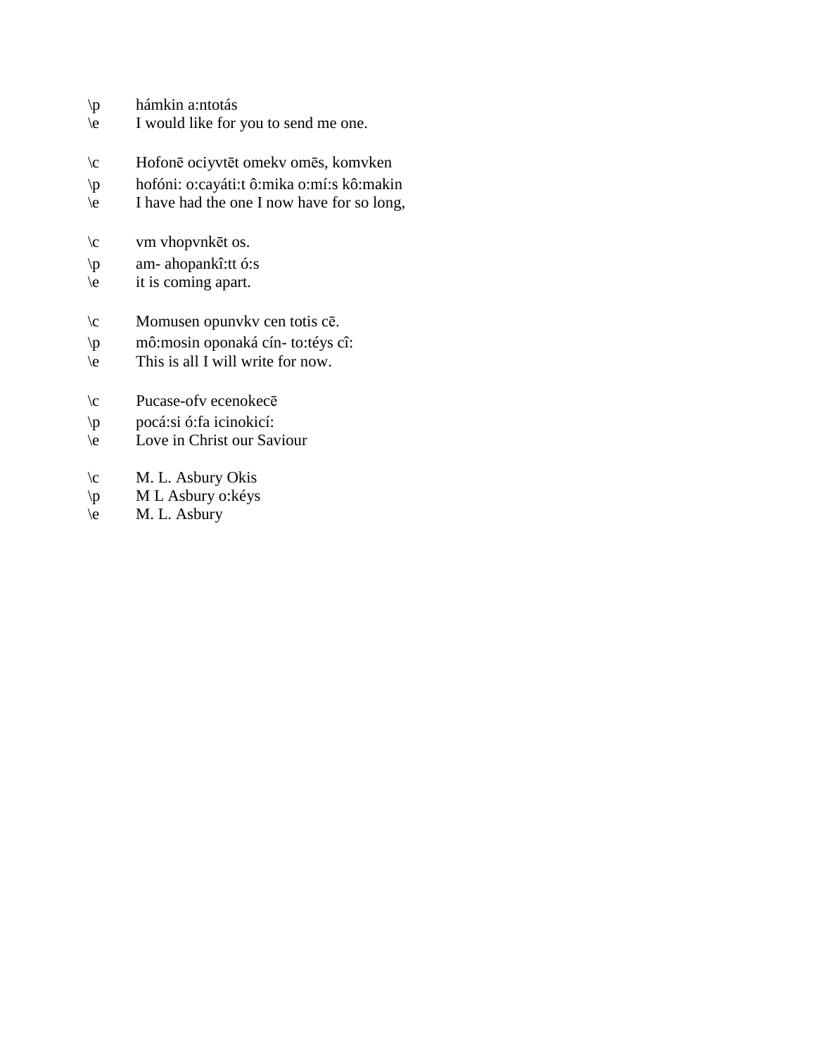\p	hámkin a:ntotás
\e	I would like for you to send me one.

\c	Hofonē ociyvtēt omekv omēs, komvken
\p	hofóni: o:cayáti:t ô:mika o:mí:s kô:makin
\e	I have had the one I now have for so long,

\c	vm vhopvnkēt os.
\p	am- ahopankî:tt ó:s
\e	it is coming apart.

\c	Momusen opunvkv cen totis cē.
\p	mô:mosin oponaká cín- to:téys cî:
\e	This is all I will write for now.

\c	Pucase-ofv ecenokecē
\p	pocá:si ó:fa icinokicí:
\e	Love in Christ our Saviour

\c	M. L. Asbury Okis
\p	M L Asbury o:kéys
\e	M. L. Asbury